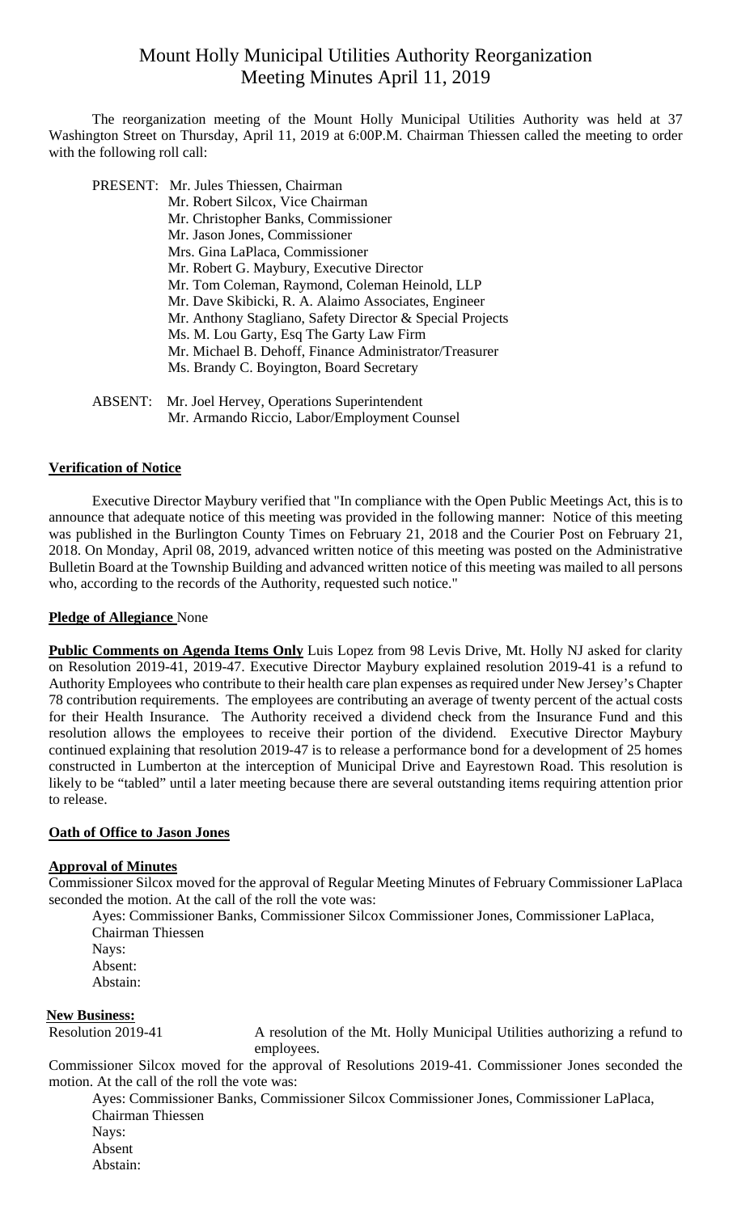# Mount Holly Municipal Utilities Authority Reorganization Meeting Minutes April 11, 2019

The reorganization meeting of the Mount Holly Municipal Utilities Authority was held at 37 Washington Street on Thursday, April 11, 2019 at 6:00P.M. Chairman Thiessen called the meeting to order with the following roll call:

PRESENT: Mr. Jules Thiessen, Chairman
Mr. Robert Silcox, Vice Chairman
Mr. Christopher Banks, Commissioner
Mr. Jason Jones, Commissioner
Mrs. Gina LaPlaca, Commissioner
Mr. Robert G. Maybury, Executive Director
Mr. Tom Coleman, Raymond, Coleman Heinold, LLP
Mr. Dave Skibicki, R. A. Alaimo Associates, Engineer
Mr. Anthony Stagliano, Safety Director & Special Projects
Ms. M. Lou Garty, Esq The Garty Law Firm
Mr. Michael B. Dehoff, Finance Administrator/Treasurer
Ms. Brandy C. Boyington, Board Secretary

ABSENT: Mr. Joel Hervey, Operations Superintendent
Mr. Armando Riccio, Labor/Employment Counsel

**Verification of Notice**

Executive Director Maybury verified that "In compliance with the Open Public Meetings Act, this is to announce that adequate notice of this meeting was provided in the following manner: Notice of this meeting was published in the Burlington County Times on February 21, 2018 and the Courier Post on February 21, 2018. On Monday, April 08, 2019, advanced written notice of this meeting was posted on the Administrative Bulletin Board at the Township Building and advanced written notice of this meeting was mailed to all persons who, according to the records of the Authority, requested such notice."

**Pledge of Allegiance** None

**Public Comments on Agenda Items Only** Luis Lopez from 98 Levis Drive, Mt. Holly NJ asked for clarity on Resolution 2019-41, 2019-47. Executive Director Maybury explained resolution 2019-41 is a refund to Authority Employees who contribute to their health care plan expenses as required under New Jersey's Chapter 78 contribution requirements. The employees are contributing an average of twenty percent of the actual costs for their Health Insurance. The Authority received a dividend check from the Insurance Fund and this resolution allows the employees to receive their portion of the dividend. Executive Director Maybury continued explaining that resolution 2019-47 is to release a performance bond for a development of 25 homes constructed in Lumberton at the interception of Municipal Drive and Eayrestown Road. This resolution is likely to be "tabled" until a later meeting because there are several outstanding items requiring attention prior to release.

**Oath of Office to Jason Jones**

**Approval of Minutes**

Commissioner Silcox moved for the approval of Regular Meeting Minutes of February Commissioner LaPlaca seconded the motion. At the call of the roll the vote was:

Ayes: Commissioner Banks, Commissioner Silcox Commissioner Jones, Commissioner LaPlaca, Chairman Thiessen
Nays:
Absent:
Abstain:

**New Business:**

Resolution 2019-41 — A resolution of the Mt. Holly Municipal Utilities authorizing a refund to employees.

Commissioner Silcox moved for the approval of Resolutions 2019-41. Commissioner Jones seconded the motion. At the call of the roll the vote was:

Ayes: Commissioner Banks, Commissioner Silcox Commissioner Jones, Commissioner LaPlaca, Chairman Thiessen
Nays:
Absent
Abstain: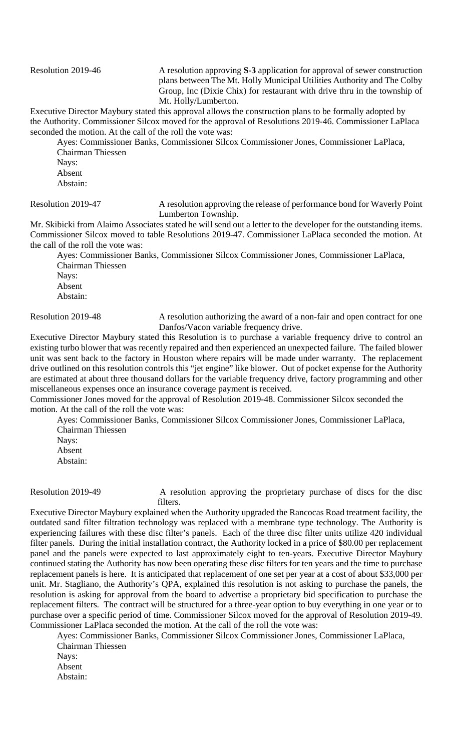Resolution 2019-46 A resolution approving **S-3** application for approval of sewer construction plans between The Mt. Holly Municipal Utilities Authority and The Colby Group, Inc (Dixie Chix) for restaurant with drive thru in the township of Mt. Holly/Lumberton.

Executive Director Maybury stated this approval allows the construction plans to be formally adopted by the Authority. Commissioner Silcox moved for the approval of Resolutions 2019-46. Commissioner LaPlaca seconded the motion. At the call of the roll the vote was:

Ayes: Commissioner Banks, Commissioner Silcox Commissioner Jones, Commissioner LaPlaca, Chairman Thiessen
Nays:
Absent
Abstain:

Resolution 2019-47 A resolution approving the release of performance bond for Waverly Point Lumberton Township.

Mr. Skibicki from Alaimo Associates stated he will send out a letter to the developer for the outstanding items. Commissioner Silcox moved to table Resolutions 2019-47. Commissioner LaPlaca seconded the motion. At the call of the roll the vote was:

Ayes: Commissioner Banks, Commissioner Silcox Commissioner Jones, Commissioner LaPlaca, Chairman Thiessen
Nays:
Absent
Abstain:

Resolution 2019-48 A resolution authorizing the award of a non-fair and open contract for one Danfos/Vacon variable frequency drive.

Executive Director Maybury stated this Resolution is to purchase a variable frequency drive to control an existing turbo blower that was recently repaired and then experienced an unexpected failure. The failed blower unit was sent back to the factory in Houston where repairs will be made under warranty. The replacement drive outlined on this resolution controls this "jet engine" like blower. Out of pocket expense for the Authority are estimated at about three thousand dollars for the variable frequency drive, factory programming and other miscellaneous expenses once an insurance coverage payment is received.

Commissioner Jones moved for the approval of Resolution 2019-48. Commissioner Silcox seconded the motion. At the call of the roll the vote was:

Ayes: Commissioner Banks, Commissioner Silcox Commissioner Jones, Commissioner LaPlaca, Chairman Thiessen
Nays:
Absent
Abstain:

Resolution 2019-49 A resolution approving the proprietary purchase of discs for the disc filters.

Executive Director Maybury explained when the Authority upgraded the Rancocas Road treatment facility, the outdated sand filter filtration technology was replaced with a membrane type technology. The Authority is experiencing failures with these disc filter's panels. Each of the three disc filter units utilize 420 individual filter panels. During the initial installation contract, the Authority locked in a price of $80.00 per replacement panel and the panels were expected to last approximately eight to ten-years. Executive Director Maybury continued stating the Authority has now been operating these disc filters for ten years and the time to purchase replacement panels is here. It is anticipated that replacement of one set per year at a cost of about $33,000 per unit. Mr. Stagliano, the Authority's QPA, explained this resolution is not asking to purchase the panels, the resolution is asking for approval from the board to advertise a proprietary bid specification to purchase the replacement filters. The contract will be structured for a three-year option to buy everything in one year or to purchase over a specific period of time. Commissioner Silcox moved for the approval of Resolution 2019-49. Commissioner LaPlaca seconded the motion. At the call of the roll the vote was:

Ayes: Commissioner Banks, Commissioner Silcox Commissioner Jones, Commissioner LaPlaca, Chairman Thiessen
Nays:
Absent
Abstain: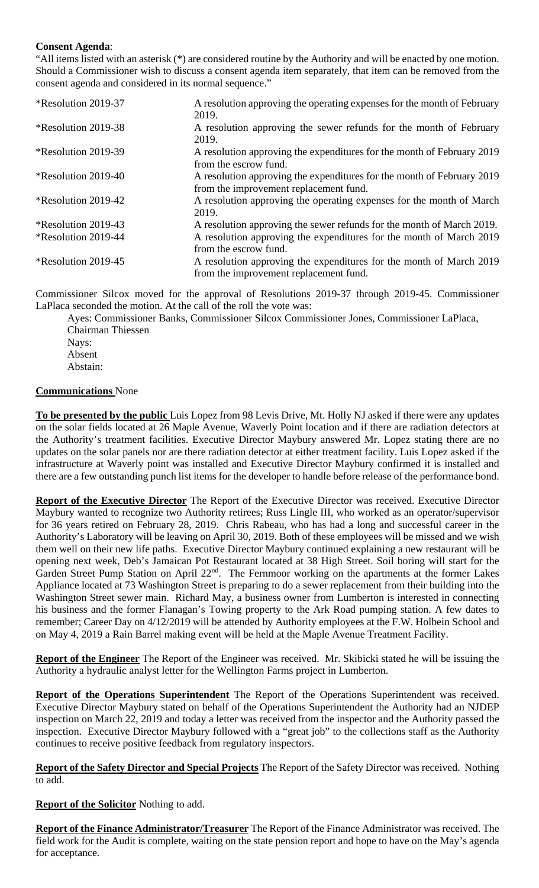**Consent Agenda**:

"All items listed with an asterisk (*) are considered routine by the Authority and will be enacted by one motion. Should a Commissioner wish to discuss a consent agenda item separately, that item can be removed from the consent agenda and considered in its normal sequence."

| | |
|---|---|
| *Resolution 2019-37 | A resolution approving the operating expenses for the month of February 2019. |
| *Resolution 2019-38 | A resolution approving the sewer refunds for the month of February 2019. |
| *Resolution 2019-39 | A resolution approving the expenditures for the month of February 2019 from the escrow fund. |
| *Resolution 2019-40 | A resolution approving the expenditures for the month of February 2019 from the improvement replacement fund. |
| *Resolution 2019-42 | A resolution approving the operating expenses for the month of March 2019. |
| *Resolution 2019-43 | A resolution approving the sewer refunds for the month of March 2019. |
| *Resolution 2019-44 | A resolution approving the expenditures for the month of March 2019 from the escrow fund. |
| *Resolution 2019-45 | A resolution approving the expenditures for the month of March 2019 from the improvement replacement fund. |

Commissioner Silcox moved for the approval of Resolutions 2019-37 through 2019-45. Commissioner LaPlaca seconded the motion. At the call of the roll the vote was:

Ayes: Commissioner Banks, Commissioner Silcox Commissioner Jones, Commissioner LaPlaca, Chairman Thiessen
Nays:
Absent
Abstain:

**Communications** None

**To be presented by the public** Luis Lopez from 98 Levis Drive, Mt. Holly NJ asked if there were any updates on the solar fields located at 26 Maple Avenue, Waverly Point location and if there are radiation detectors at the Authority's treatment facilities. Executive Director Maybury answered Mr. Lopez stating there are no updates on the solar panels nor are there radiation detector at either treatment facility. Luis Lopez asked if the infrastructure at Waverly point was installed and Executive Director Maybury confirmed it is installed and there are a few outstanding punch list items for the developer to handle before release of the performance bond.

**Report of the Executive Director** The Report of the Executive Director was received. Executive Director Maybury wanted to recognize two Authority retirees; Russ Lingle III, who worked as an operator/supervisor for 36 years retired on February 28, 2019. Chris Rabeau, who has had a long and successful career in the Authority's Laboratory will be leaving on April 30, 2019. Both of these employees will be missed and we wish them well on their new life paths. Executive Director Maybury continued explaining a new restaurant will be opening next week, Deb's Jamaican Pot Restaurant located at 38 High Street. Soil boring will start for the Garden Street Pump Station on April 22nd. The Fernmoor working on the apartments at the former Lakes Appliance located at 73 Washington Street is preparing to do a sewer replacement from their building into the Washington Street sewer main. Richard May, a business owner from Lumberton is interested in connecting his business and the former Flanagan's Towing property to the Ark Road pumping station. A few dates to remember; Career Day on 4/12/2019 will be attended by Authority employees at the F.W. Holbein School and on May 4, 2019 a Rain Barrel making event will be held at the Maple Avenue Treatment Facility.

**Report of the Engineer** The Report of the Engineer was received. Mr. Skibicki stated he will be issuing the Authority a hydraulic analyst letter for the Wellington Farms project in Lumberton.

**Report of the Operations Superintendent** The Report of the Operations Superintendent was received. Executive Director Maybury stated on behalf of the Operations Superintendent the Authority had an NJDEP inspection on March 22, 2019 and today a letter was received from the inspector and the Authority passed the inspection. Executive Director Maybury followed with a "great job" to the collections staff as the Authority continues to receive positive feedback from regulatory inspectors.

**Report of the Safety Director and Special Projects** The Report of the Safety Director was received. Nothing to add.

**Report of the Solicitor** Nothing to add.

**Report of the Finance Administrator/Treasurer** The Report of the Finance Administrator was received. The field work for the Audit is complete, waiting on the state pension report and hope to have on the May's agenda for acceptance.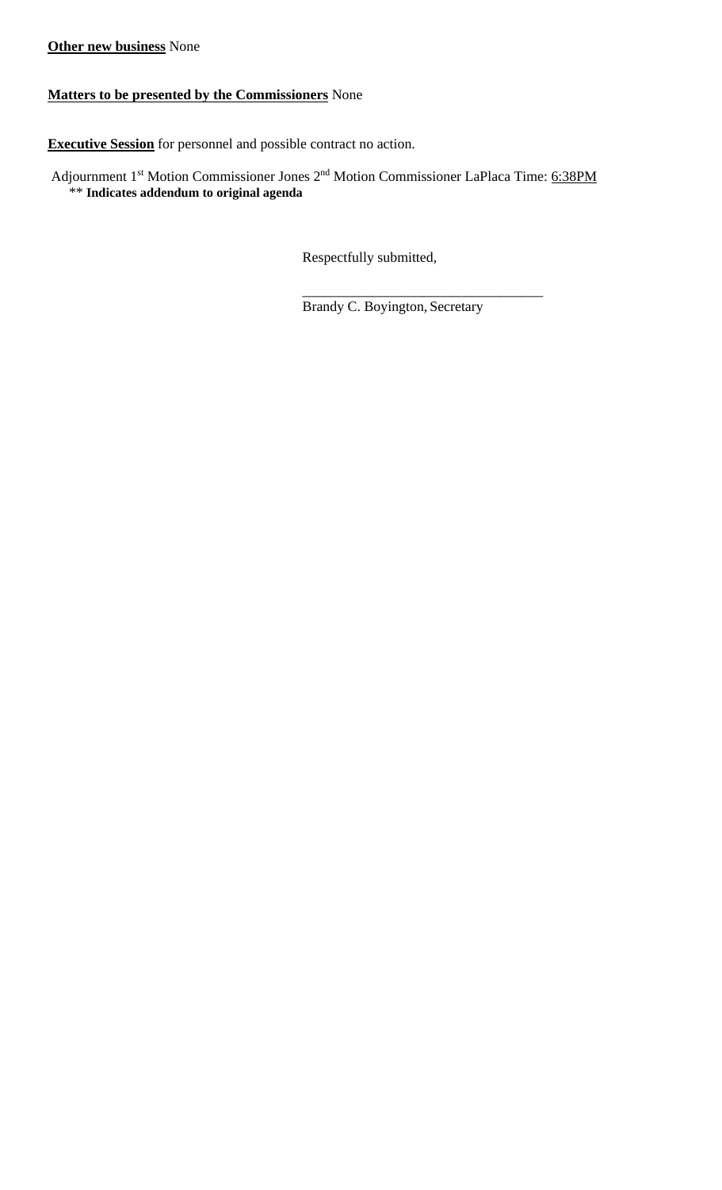**Other new business** None

**Matters to be presented by the Commissioners** None

**Executive Session** for personnel and possible contract no action.

Adjournment 1st Motion Commissioner Jones 2nd Motion Commissioner LaPlaca Time: 6:38PM

\*\* **Indicates addendum to original agenda**

Respectfully submitted,

___________________________________

Brandy C. Boyington, Secretary